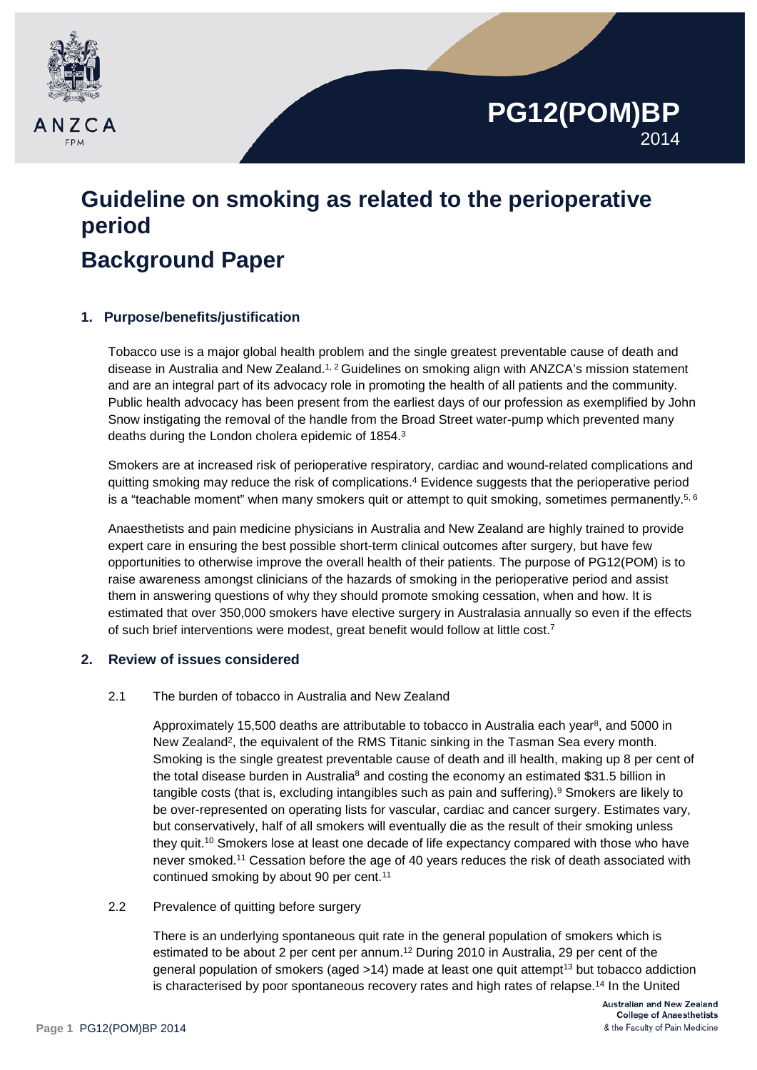ANZCA

FPM

PG12(POM)BP

2014

# Guideline on smoking as related to the perioperative period

# Background Paper

## 1. Purpose/benefits/justification

Tobacco use is a major global health problem and the single greatest preventable cause of death and disease in Australia and New Zealand.[1, 2] Guidelines on smoking align with ANZCA's mission statement and are an integral part of its advocacy role in promoting the health of all patients and the community. Public health advocacy has been present from the earliest days of our profession as exemplified by John Snow instigating the removal of the handle from the Broad Street water-pump which prevented many deaths during the London cholera epidemic of 1854.[3]

Smokers are at increased risk of perioperative respiratory, cardiac and wound-related complications and quitting smoking may reduce the risk of complications.[4] Evidence suggests that the perioperative period is a "teachable moment" when many smokers quit or attempt to quit smoking, sometimes permanently.[5, 6]

Anaesthetists and pain medicine physicians in Australia and New Zealand are highly trained to provide expert care in ensuring the best possible short-term clinical outcomes after surgery, but have few opportunities to otherwise improve the overall health of their patients. The purpose of PG12(POM) is to raise awareness amongst clinicians of the hazards of smoking in the perioperative period and assist them in answering questions of why they should promote smoking cessation, when and how. It is estimated that over 350,000 smokers have elective surgery in Australasia annually so even if the effects of such brief interventions were modest, great benefit would follow at little cost.[7]

## 2. Review of issues considered

### 2.1 The burden of tobacco in Australia and New Zealand

Approximately 15,500 deaths are attributable to tobacco in Australia each year[8], and 5000 in New Zealand[2], the equivalent of the RMS Titanic sinking in the Tasman Sea every month. Smoking is the single greatest preventable cause of death and ill health, making up 8 per cent of the total disease burden in Australia[8] and costing the economy an estimated $31.5 billion in tangible costs (that is, excluding intangibles such as pain and suffering).[9] Smokers are likely to be over-represented on operating lists for vascular, cardiac and cancer surgery. Estimates vary, but conservatively, half of all smokers will eventually die as the result of their smoking unless they quit.[10] Smokers lose at least one decade of life expectancy compared with those who have never smoked.[11] Cessation before the age of 40 years reduces the risk of death associated with continued smoking by about 90 per cent.[11]

### 2.2 Prevalence of quitting before surgery

There is an underlying spontaneous quit rate in the general population of smokers which is estimated to be about 2 per cent per annum.[12] During 2010 in Australia, 29 per cent of the general population of smokers (aged >14) made at least one quit attempt[13] but tobacco addiction is characterised by poor spontaneous recovery rates and high rates of relapse.[14] In the United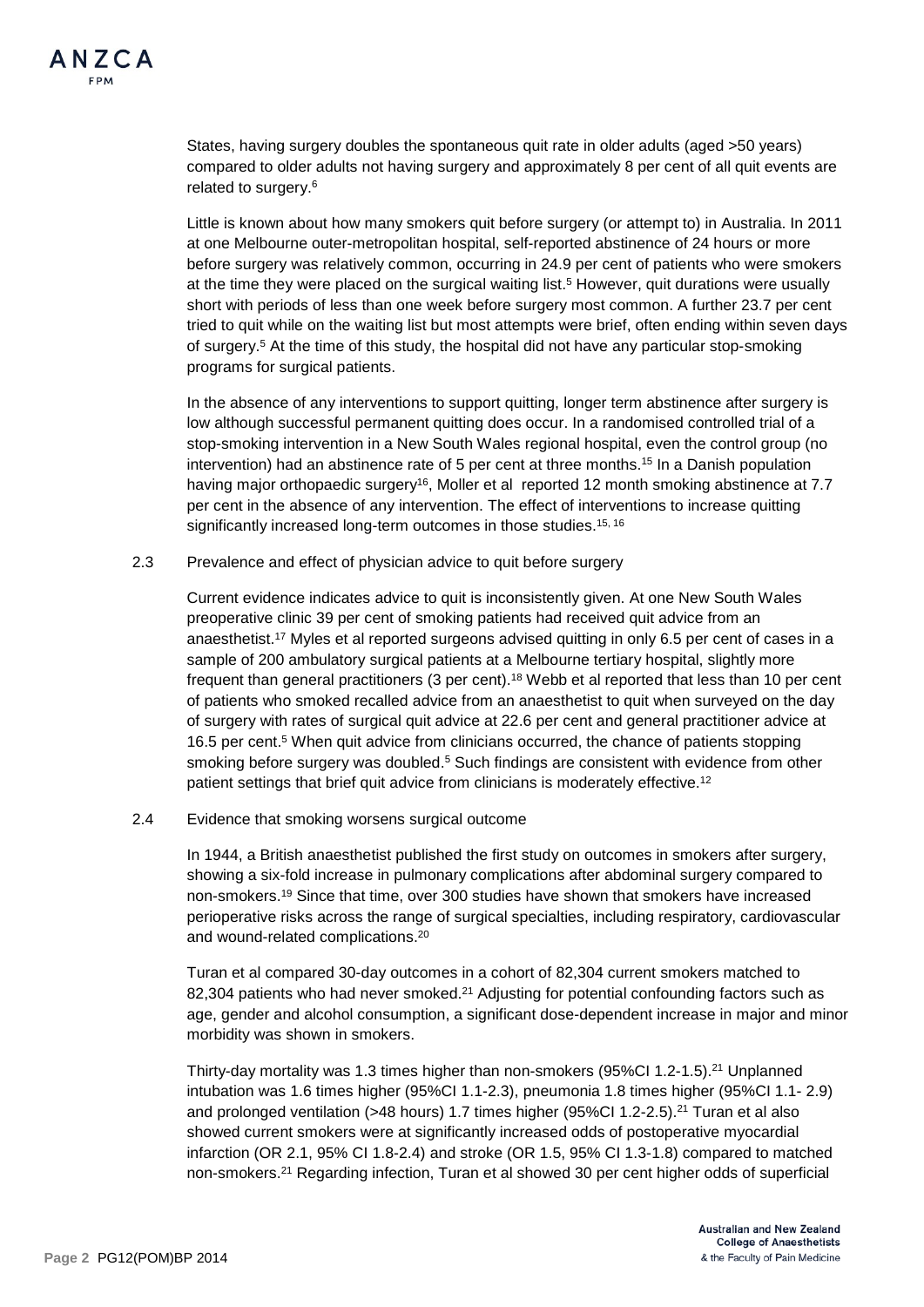States, having surgery doubles the spontaneous quit rate in older adults (aged >50 years) compared to older adults not having surgery and approximately 8 per cent of all quit events are related to surgery.[6]

Little is known about how many smokers quit before surgery (or attempt to) in Australia. In 2011 at one Melbourne outer-metropolitan hospital, self-reported abstinence of 24 hours or more before surgery was relatively common, occurring in 24.9 per cent of patients who were smokers at the time they were placed on the surgical waiting list.[5] However, quit durations were usually short with periods of less than one week before surgery most common. A further 23.7 per cent tried to quit while on the waiting list but most attempts were brief, often ending within seven days of surgery.[5] At the time of this study, the hospital did not have any particular stop-smoking programs for surgical patients.

In the absence of any interventions to support quitting, longer term abstinence after surgery is low although successful permanent quitting does occur. In a randomised controlled trial of a stop-smoking intervention in a New South Wales regional hospital, even the control group (no intervention) had an abstinence rate of 5 per cent at three months.[15] In a Danish population having major orthopaedic surgery[16], Moller et al reported 12 month smoking abstinence at 7.7 per cent in the absence of any intervention. The effect of interventions to increase quitting significantly increased long-term outcomes in those studies.[15, 16]

2.3 Prevalence and effect of physician advice to quit before surgery

Current evidence indicates advice to quit is inconsistently given. At one New South Wales preoperative clinic 39 per cent of smoking patients had received quit advice from an anaesthetist.[17] Myles et al reported surgeons advised quitting in only 6.5 per cent of cases in a sample of 200 ambulatory surgical patients at a Melbourne tertiary hospital, slightly more frequent than general practitioners (3 per cent).[18] Webb et al reported that less than 10 per cent of patients who smoked recalled advice from an anaesthetist to quit when surveyed on the day of surgery with rates of surgical quit advice at 22.6 per cent and general practitioner advice at 16.5 per cent.[5] When quit advice from clinicians occurred, the chance of patients stopping smoking before surgery was doubled.[5] Such findings are consistent with evidence from other patient settings that brief quit advice from clinicians is moderately effective.[12]

2.4 Evidence that smoking worsens surgical outcome

In 1944, a British anaesthetist published the first study on outcomes in smokers after surgery, showing a six-fold increase in pulmonary complications after abdominal surgery compared to non-smokers.[19] Since that time, over 300 studies have shown that smokers have increased perioperative risks across the range of surgical specialties, including respiratory, cardiovascular and wound-related complications.[20]

Turan et al compared 30-day outcomes in a cohort of 82,304 current smokers matched to 82,304 patients who had never smoked.[21] Adjusting for potential confounding factors such as age, gender and alcohol consumption, a significant dose-dependent increase in major and minor morbidity was shown in smokers.

Thirty-day mortality was 1.3 times higher than non-smokers (95%CI 1.2-1.5).[21] Unplanned intubation was 1.6 times higher (95%CI 1.1-2.3), pneumonia 1.8 times higher (95%CI 1.1- 2.9) and prolonged ventilation (>48 hours) 1.7 times higher (95%CI 1.2-2.5).[21] Turan et al also showed current smokers were at significantly increased odds of postoperative myocardial infarction (OR 2.1, 95% CI 1.8-2.4) and stroke (OR 1.5, 95% CI 1.3-1.8) compared to matched non-smokers.[21] Regarding infection, Turan et al showed 30 per cent higher odds of superficial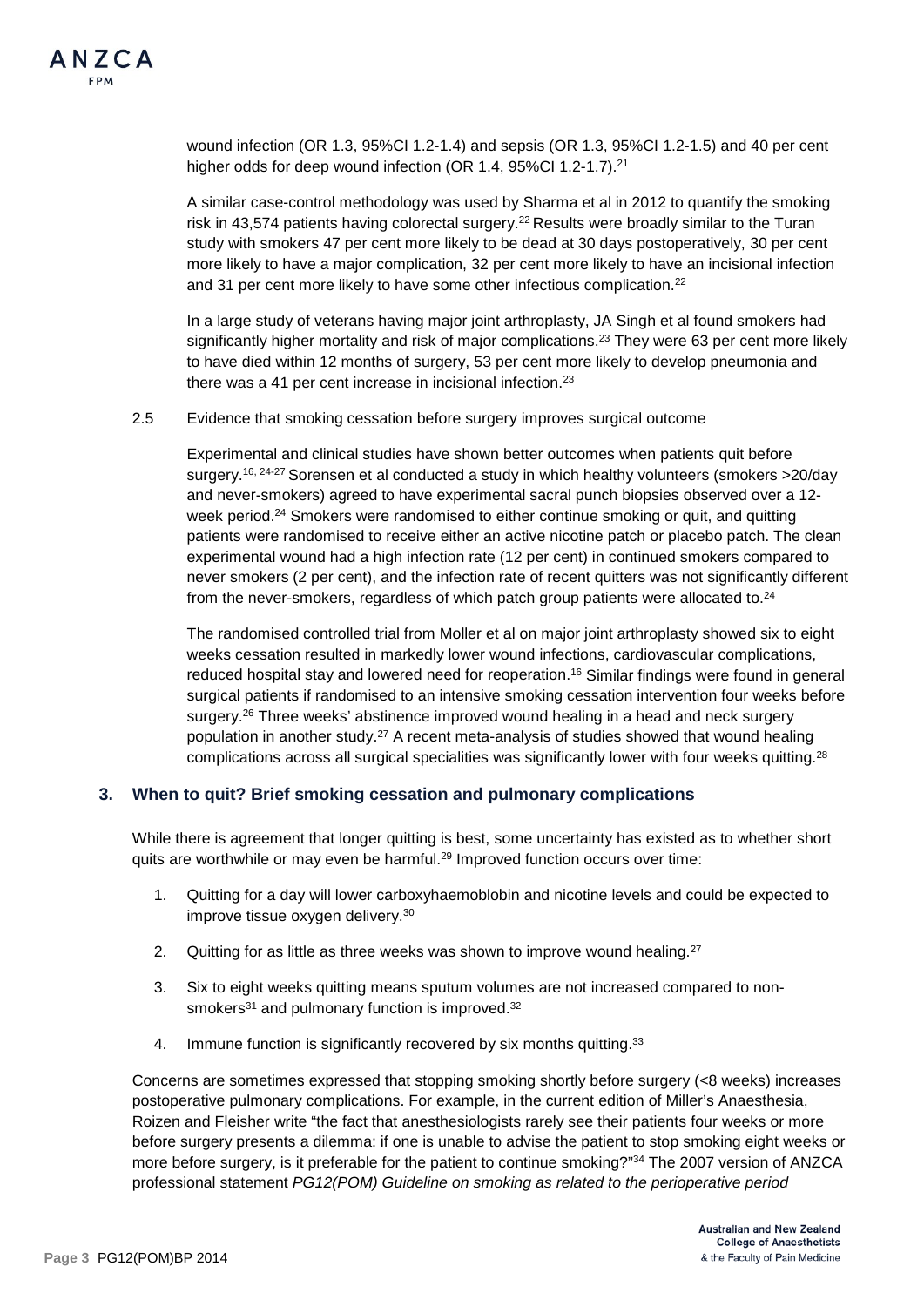wound infection (OR 1.3, 95%CI 1.2-1.4) and sepsis (OR 1.3, 95%CI 1.2-1.5) and 40 per cent higher odds for deep wound infection (OR 1.4, 95%CI 1.2-1.7).[21]

A similar case-control methodology was used by Sharma et al in 2012 to quantify the smoking risk in 43,574 patients having colorectal surgery.[22] Results were broadly similar to the Turan study with smokers 47 per cent more likely to be dead at 30 days postoperatively, 30 per cent more likely to have a major complication, 32 per cent more likely to have an incisional infection and 31 per cent more likely to have some other infectious complication.[22]

In a large study of veterans having major joint arthroplasty, JA Singh et al found smokers had significantly higher mortality and risk of major complications.[23] They were 63 per cent more likely to have died within 12 months of surgery, 53 per cent more likely to develop pneumonia and there was a 41 per cent increase in incisional infection.[23]

2.5 Evidence that smoking cessation before surgery improves surgical outcome

Experimental and clinical studies have shown better outcomes when patients quit before surgery.[16, 24-27] Sorensen et al conducted a study in which healthy volunteers (smokers >20/day and never-smokers) agreed to have experimental sacral punch biopsies observed over a 12-week period.[24] Smokers were randomised to either continue smoking or quit, and quitting patients were randomised to receive either an active nicotine patch or placebo patch. The clean experimental wound had a high infection rate (12 per cent) in continued smokers compared to never smokers (2 per cent), and the infection rate of recent quitters was not significantly different from the never-smokers, regardless of which patch group patients were allocated to.[24]

The randomised controlled trial from Moller et al on major joint arthroplasty showed six to eight weeks cessation resulted in markedly lower wound infections, cardiovascular complications, reduced hospital stay and lowered need for reoperation.[16] Similar findings were found in general surgical patients if randomised to an intensive smoking cessation intervention four weeks before surgery.[26] Three weeks' abstinence improved wound healing in a head and neck surgery population in another study.[27] A recent meta-analysis of studies showed that wound healing complications across all surgical specialities was significantly lower with four weeks quitting.[28]

## 3. When to quit? Brief smoking cessation and pulmonary complications

While there is agreement that longer quitting is best, some uncertainty has existed as to whether short quits are worthwhile or may even be harmful.[29] Improved function occurs over time:

1. Quitting for a day will lower carboxyhaemoblobin and nicotine levels and could be expected to improve tissue oxygen delivery.[30]
2. Quitting for as little as three weeks was shown to improve wound healing.[27]
3. Six to eight weeks quitting means sputum volumes are not increased compared to non-smokers[31] and pulmonary function is improved.[32]
4. Immune function is significantly recovered by six months quitting.[33]

Concerns are sometimes expressed that stopping smoking shortly before surgery (<8 weeks) increases postoperative pulmonary complications. For example, in the current edition of Miller's Anaesthesia, Roizen and Fleisher write "the fact that anesthesiologists rarely see their patients four weeks or more before surgery presents a dilemma: if one is unable to advise the patient to stop smoking eight weeks or more before surgery, is it preferable for the patient to continue smoking?"[34] The 2007 version of ANZCA professional statement *PG12(POM) Guideline on smoking as related to the perioperative period*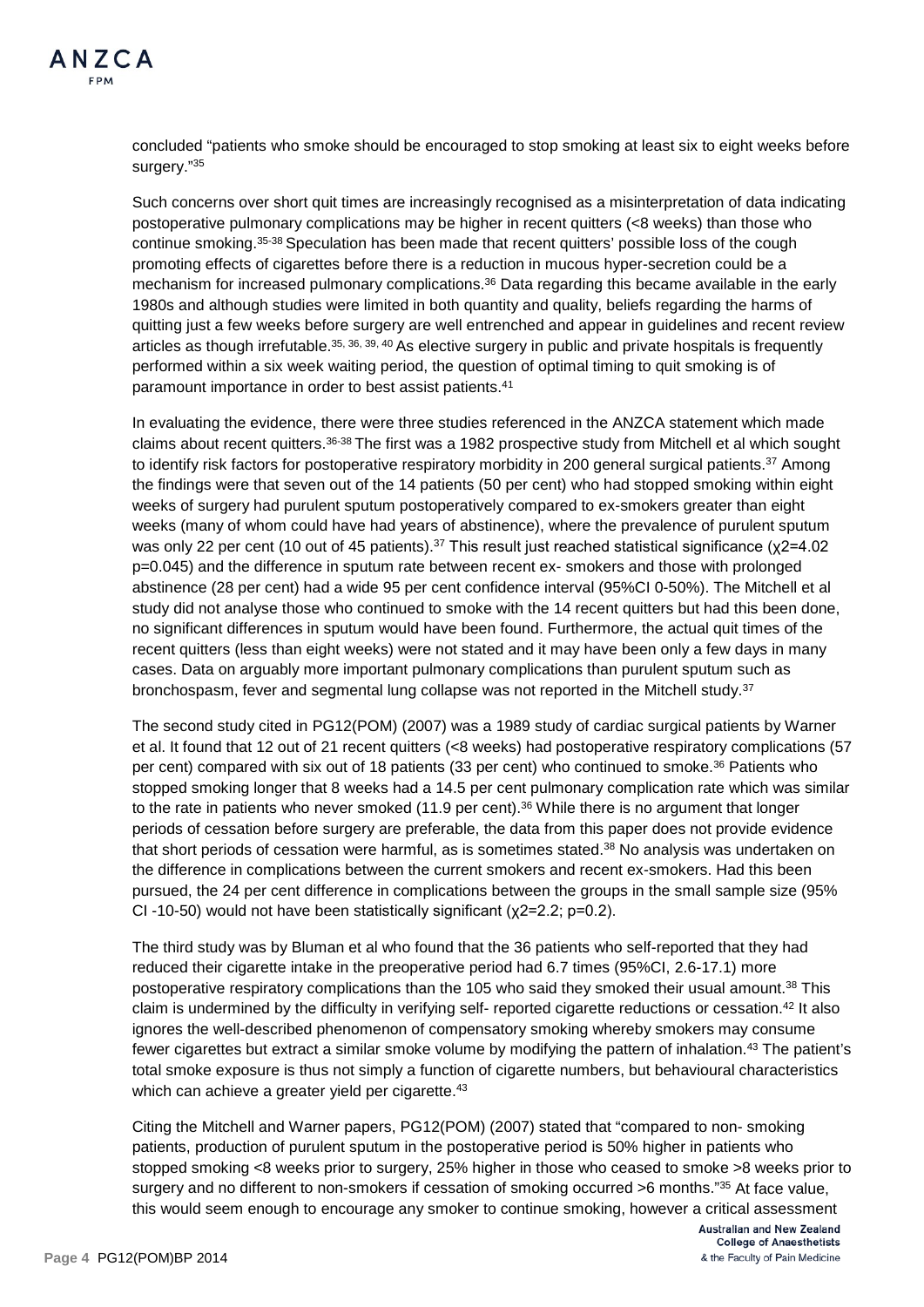concluded "patients who smoke should be encouraged to stop smoking at least six to eight weeks before surgery."[35]

Such concerns over short quit times are increasingly recognised as a misinterpretation of data indicating postoperative pulmonary complications may be higher in recent quitters (<8 weeks) than those who continue smoking.[35-38] Speculation has been made that recent quitters' possible loss of the cough promoting effects of cigarettes before there is a reduction in mucous hyper-secretion could be a mechanism for increased pulmonary complications.[36] Data regarding this became available in the early 1980s and although studies were limited in both quantity and quality, beliefs regarding the harms of quitting just a few weeks before surgery are well entrenched and appear in guidelines and recent review articles as though irrefutable.[35, 36, 39, 40] As elective surgery in public and private hospitals is frequently performed within a six week waiting period, the question of optimal timing to quit smoking is of paramount importance in order to best assist patients.[41]

In evaluating the evidence, there were three studies referenced in the ANZCA statement which made claims about recent quitters.[36-38] The first was a 1982 prospective study from Mitchell et al which sought to identify risk factors for postoperative respiratory morbidity in 200 general surgical patients.[37] Among the findings were that seven out of the 14 patients (50 per cent) who had stopped smoking within eight weeks of surgery had purulent sputum postoperatively compared to ex-smokers greater than eight weeks (many of whom could have had years of abstinence), where the prevalence of purulent sputum was only 22 per cent (10 out of 45 patients).[37] This result just reached statistical significance ($\chi^2$=4.02 p=0.045) and the difference in sputum rate between recent ex- smokers and those with prolonged abstinence (28 per cent) had a wide 95 per cent confidence interval (95%CI 0-50%). The Mitchell et al study did not analyse those who continued to smoke with the 14 recent quitters but had this been done, no significant differences in sputum would have been found. Furthermore, the actual quit times of the recent quitters (less than eight weeks) were not stated and it may have been only a few days in many cases. Data on arguably more important pulmonary complications than purulent sputum such as bronchospasm, fever and segmental lung collapse was not reported in the Mitchell study.[37]

The second study cited in PG12(POM) (2007) was a 1989 study of cardiac surgical patients by Warner et al. It found that 12 out of 21 recent quitters (<8 weeks) had postoperative respiratory complications (57 per cent) compared with six out of 18 patients (33 per cent) who continued to smoke.[36] Patients who stopped smoking longer that 8 weeks had a 14.5 per cent pulmonary complication rate which was similar to the rate in patients who never smoked (11.9 per cent).[36] While there is no argument that longer periods of cessation before surgery are preferable, the data from this paper does not provide evidence that short periods of cessation were harmful, as is sometimes stated.[38] No analysis was undertaken on the difference in complications between the current smokers and recent ex-smokers. Had this been pursued, the 24 per cent difference in complications between the groups in the small sample size (95% CI -10-50) would not have been statistically significant ($\chi^2$=2.2; p=0.2).

The third study was by Bluman et al who found that the 36 patients who self-reported that they had reduced their cigarette intake in the preoperative period had 6.7 times (95%CI, 2.6-17.1) more postoperative respiratory complications than the 105 who said they smoked their usual amount.[38] This claim is undermined by the difficulty in verifying self- reported cigarette reductions or cessation.[42] It also ignores the well-described phenomenon of compensatory smoking whereby smokers may consume fewer cigarettes but extract a similar smoke volume by modifying the pattern of inhalation.[43] The patient's total smoke exposure is thus not simply a function of cigarette numbers, but behavioural characteristics which can achieve a greater yield per cigarette.[43]

Citing the Mitchell and Warner papers, PG12(POM) (2007) stated that "compared to non- smoking patients, production of purulent sputum in the postoperative period is 50% higher in patients who stopped smoking <8 weeks prior to surgery, 25% higher in those who ceased to smoke >8 weeks prior to surgery and no different to non-smokers if cessation of smoking occurred >6 months."[35] At face value, this would seem enough to encourage any smoker to continue smoking, however a critical assessment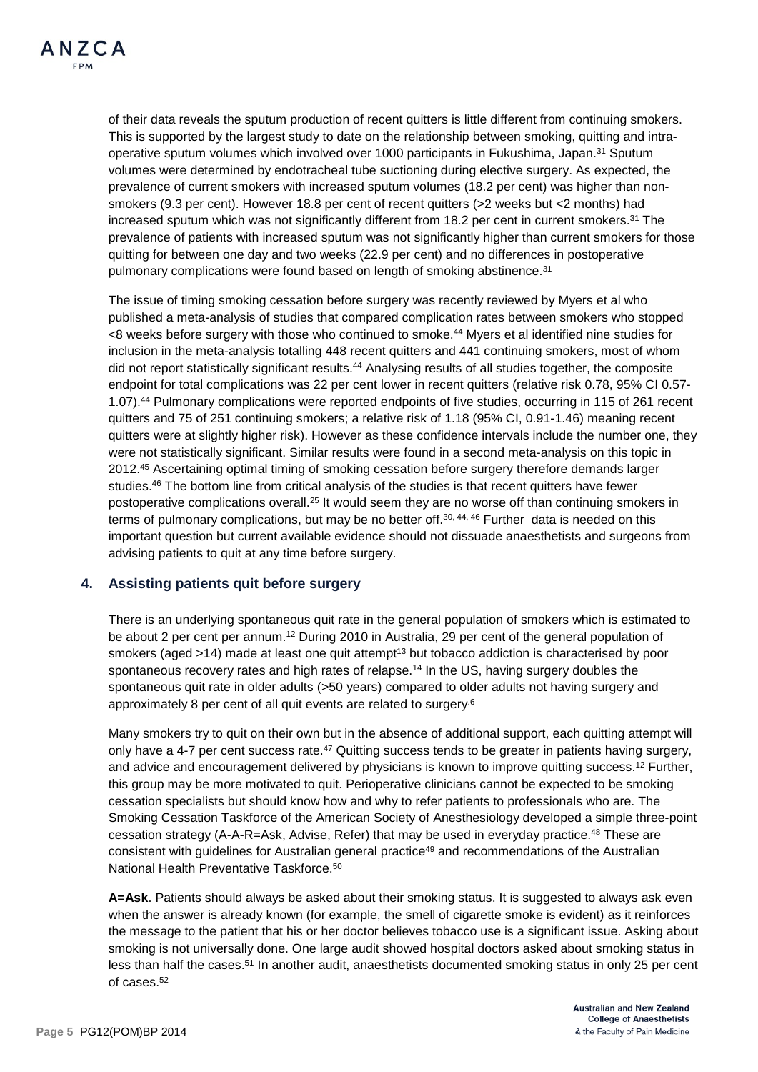of their data reveals the sputum production of recent quitters is little different from continuing smokers. This is supported by the largest study to date on the relationship between smoking, quitting and intra-operative sputum volumes which involved over 1000 participants in Fukushima, Japan.[31] Sputum volumes were determined by endotracheal tube suctioning during elective surgery. As expected, the prevalence of current smokers with increased sputum volumes (18.2 per cent) was higher than non-smokers (9.3 per cent). However 18.8 per cent of recent quitters (>2 weeks but <2 months) had increased sputum which was not significantly different from 18.2 per cent in current smokers.[31] The prevalence of patients with increased sputum was not significantly higher than current smokers for those quitting for between one day and two weeks (22.9 per cent) and no differences in postoperative pulmonary complications were found based on length of smoking abstinence.[31]

The issue of timing smoking cessation before surgery was recently reviewed by Myers et al who published a meta-analysis of studies that compared complication rates between smokers who stopped <8 weeks before surgery with those who continued to smoke.[44] Myers et al identified nine studies for inclusion in the meta-analysis totalling 448 recent quitters and 441 continuing smokers, most of whom did not report statistically significant results.[44] Analysing results of all studies together, the composite endpoint for total complications was 22 per cent lower in recent quitters (relative risk 0.78, 95% CI 0.57-1.07).[44] Pulmonary complications were reported endpoints of five studies, occurring in 115 of 261 recent quitters and 75 of 251 continuing smokers; a relative risk of 1.18 (95% CI, 0.91-1.46) meaning recent quitters were at slightly higher risk). However as these confidence intervals include the number one, they were not statistically significant. Similar results were found in a second meta-analysis on this topic in 2012.[45] Ascertaining optimal timing of smoking cessation before surgery therefore demands larger studies.[46] The bottom line from critical analysis of the studies is that recent quitters have fewer postoperative complications overall.[25] It would seem they are no worse off than continuing smokers in terms of pulmonary complications, but may be no better off.[30, 44, 46] Further data is needed on this important question but current available evidence should not dissuade anaesthetists and surgeons from advising patients to quit at any time before surgery.

## 4. Assisting patients quit before surgery

There is an underlying spontaneous quit rate in the general population of smokers which is estimated to be about 2 per cent per annum.[12] During 2010 in Australia, 29 per cent of the general population of smokers (aged >14) made at least one quit attempt[13] but tobacco addiction is characterised by poor spontaneous recovery rates and high rates of relapse.[14] In the US, having surgery doubles the spontaneous quit rate in older adults (>50 years) compared to older adults not having surgery and approximately 8 per cent of all quit events are related to surgery.[6]

Many smokers try to quit on their own but in the absence of additional support, each quitting attempt will only have a 4-7 per cent success rate.[47] Quitting success tends to be greater in patients having surgery, and advice and encouragement delivered by physicians is known to improve quitting success.[12] Further, this group may be more motivated to quit. Perioperative clinicians cannot be expected to be smoking cessation specialists but should know how and why to refer patients to professionals who are. The Smoking Cessation Taskforce of the American Society of Anesthesiology developed a simple three-point cessation strategy (A-A-R=Ask, Advise, Refer) that may be used in everyday practice.[48] These are consistent with guidelines for Australian general practice[49] and recommendations of the Australian National Health Preventative Taskforce.[50]

**A=Ask**. Patients should always be asked about their smoking status. It is suggested to always ask even when the answer is already known (for example, the smell of cigarette smoke is evident) as it reinforces the message to the patient that his or her doctor believes tobacco use is a significant issue. Asking about smoking is not universally done. One large audit showed hospital doctors asked about smoking status in less than half the cases.[51] In another audit, anaesthetists documented smoking status in only 25 per cent of cases.[52]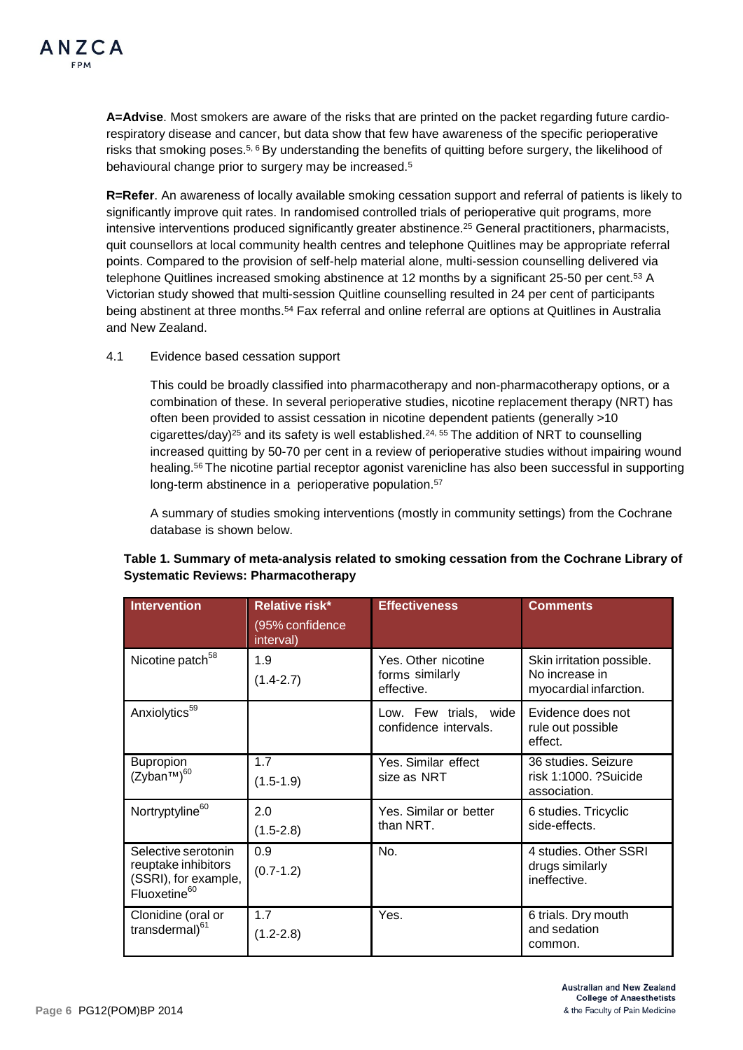**A=Advise**. Most smokers are aware of the risks that are printed on the packet regarding future cardio-respiratory disease and cancer, but data show that few have awareness of the specific perioperative risks that smoking poses.[5, 6] By understanding the benefits of quitting before surgery, the likelihood of behavioural change prior to surgery may be increased.[5]

**R=Refer**. An awareness of locally available smoking cessation support and referral of patients is likely to significantly improve quit rates. In randomised controlled trials of perioperative quit programs, more intensive interventions produced significantly greater abstinence.[25] General practitioners, pharmacists, quit counsellors at local community health centres and telephone Quitlines may be appropriate referral points. Compared to the provision of self-help material alone, multi-session counselling delivered via telephone Quitlines increased smoking abstinence at 12 months by a significant 25-50 per cent.[53] A Victorian study showed that multi-session Quitline counselling resulted in 24 per cent of participants being abstinent at three months.[54] Fax referral and online referral are options at Quitlines in Australia and New Zealand.

4.1 Evidence based cessation support

This could be broadly classified into pharmacotherapy and non-pharmacotherapy options, or a combination of these. In several perioperative studies, nicotine replacement therapy (NRT) has often been provided to assist cessation in nicotine dependent patients (generally >10 cigarettes/day)[25] and its safety is well established.[24, 55] The addition of NRT to counselling increased quitting by 50-70 per cent in a review of perioperative studies without impairing wound healing.[56] The nicotine partial receptor agonist varenicline has also been successful in supporting long-term abstinence in a perioperative population.[57]

A summary of studies smoking interventions (mostly in community settings) from the Cochrane database is shown below.

**Table 1. Summary of meta-analysis related to smoking cessation from the Cochrane Library of Systematic Reviews: Pharmacotherapy**

| Intervention | Relative risk* (95% confidence interval) | Effectiveness | Comments |
|---|---|---|---|
| Nicotine patch[58] | 1.9 (1.4-2.7) | Yes. Other nicotine forms similarly effective. | Skin irritation possible. No increase in myocardial infarction. |
| Anxiolytics[59] | | Low. Few trials, wide confidence intervals. | Evidence does not rule out possible effect. |
| Bupropion (Zyban™)[60] | 1.7 (1.5-1.9) | Yes. Similar effect size as NRT | 36 studies. Seizure risk 1:1000. ?Suicide association. |
| Nortryptyline[60] | 2.0 (1.5-2.8) | Yes. Similar or better than NRT. | 6 studies. Tricyclic side-effects. |
| Selective serotonin reuptake inhibitors (SSRI), for example, Fluoxetine[60] | 0.9 (0.7-1.2) | No. | 4 studies. Other SSRI drugs similarly ineffective. |
| Clonidine (oral or transdermal)[61] | 1.7 (1.2-2.8) | Yes. | 6 trials. Dry mouth and sedation common. |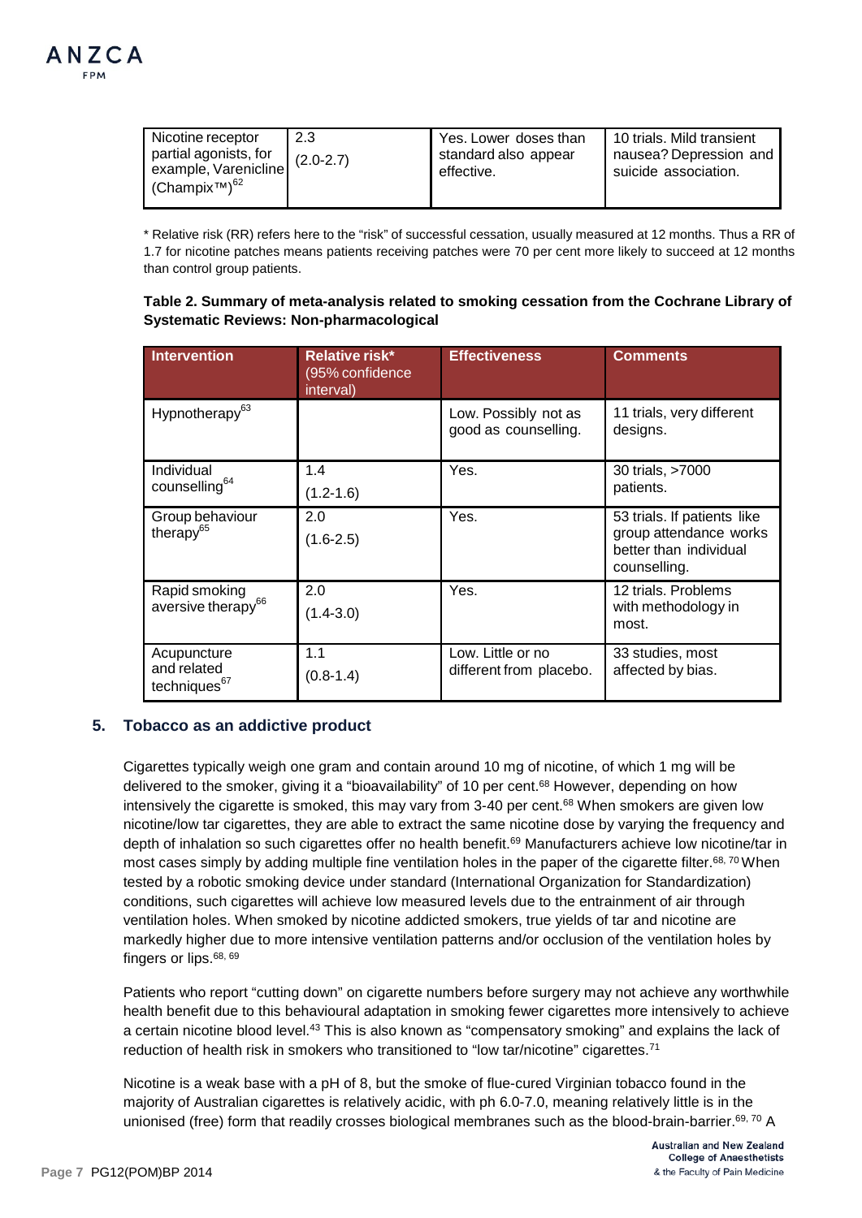| | | | |
|---|---|---|---|
| Nicotine receptor partial agonists, for example, Varenicline (Champix™)[62] | 2.3 (2.0-2.7) | Yes. Lower doses than standard also appear effective. | 10 trials. Mild transient nausea? Depression and suicide association. |

* Relative risk (RR) refers here to the "risk" of successful cessation, usually measured at 12 months. Thus a RR of 1.7 for nicotine patches means patients receiving patches were 70 per cent more likely to succeed at 12 months than control group patients.

**Table 2. Summary of meta-analysis related to smoking cessation from the Cochrane Library of Systematic Reviews: Non-pharmacological**

| Intervention | Relative risk* (95% confidence interval) | Effectiveness | Comments |
|---|---|---|---|
| Hypnotherapy[63] | | Low. Possibly not as good as counselling. | 11 trials, very different designs. |
| Individual counselling[64] | 1.4 (1.2-1.6) | Yes. | 30 trials, >7000 patients. |
| Group behaviour therapy[65] | 2.0 (1.6-2.5) | Yes. | 53 trials. If patients like group attendance works better than individual counselling. |
| Rapid smoking aversive therapy[66] | 2.0 (1.4-3.0) | Yes. | 12 trials. Problems with methodology in most. |
| Acupuncture and related techniques[67] | 1.1 (0.8-1.4) | Low. Little or no different from placebo. | 33 studies, most affected by bias. |

## 5. Tobacco as an addictive product

Cigarettes typically weigh one gram and contain around 10 mg of nicotine, of which 1 mg will be delivered to the smoker, giving it a "bioavailability" of 10 per cent.[68] However, depending on how intensively the cigarette is smoked, this may vary from 3-40 per cent.[68] When smokers are given low nicotine/low tar cigarettes, they are able to extract the same nicotine dose by varying the frequency and depth of inhalation so such cigarettes offer no health benefit.[69] Manufacturers achieve low nicotine/tar in most cases simply by adding multiple fine ventilation holes in the paper of the cigarette filter.[68, 70] When tested by a robotic smoking device under standard (International Organization for Standardization) conditions, such cigarettes will achieve low measured levels due to the entrainment of air through ventilation holes. When smoked by nicotine addicted smokers, true yields of tar and nicotine are markedly higher due to more intensive ventilation patterns and/or occlusion of the ventilation holes by fingers or lips.[68, 69]

Patients who report "cutting down" on cigarette numbers before surgery may not achieve any worthwhile health benefit due to this behavioural adaptation in smoking fewer cigarettes more intensively to achieve a certain nicotine blood level.[43] This is also known as "compensatory smoking" and explains the lack of reduction of health risk in smokers who transitioned to "low tar/nicotine" cigarettes.[71]

Nicotine is a weak base with a pH of 8, but the smoke of flue-cured Virginian tobacco found in the majority of Australian cigarettes is relatively acidic, with ph 6.0-7.0, meaning relatively little is in the unionised (free) form that readily crosses biological membranes such as the blood-brain-barrier.[69, 70] A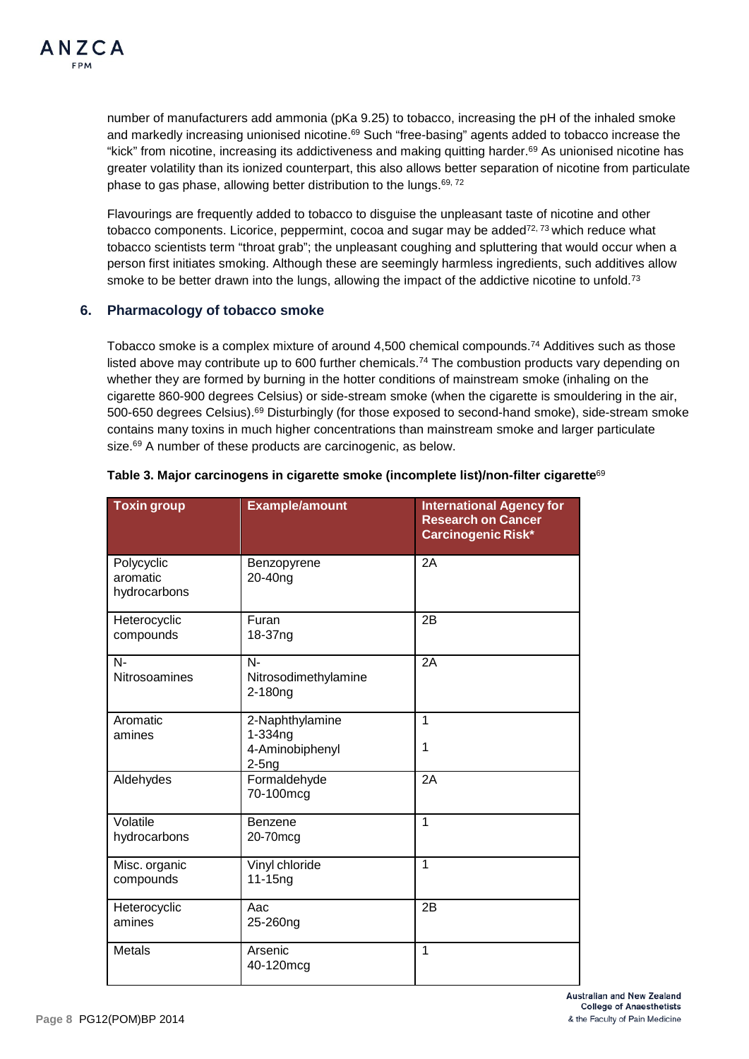number of manufacturers add ammonia (pKa 9.25) to tobacco, increasing the pH of the inhaled smoke and markedly increasing unionised nicotine.[69] Such "free-basing" agents added to tobacco increase the "kick" from nicotine, increasing its addictiveness and making quitting harder.[69] As unionised nicotine has greater volatility than its ionized counterpart, this also allows better separation of nicotine from particulate phase to gas phase, allowing better distribution to the lungs.[69, 72]

Flavourings are frequently added to tobacco to disguise the unpleasant taste of nicotine and other tobacco components. Licorice, peppermint, cocoa and sugar may be added[72, 73] which reduce what tobacco scientists term "throat grab"; the unpleasant coughing and spluttering that would occur when a person first initiates smoking. Although these are seemingly harmless ingredients, such additives allow smoke to be better drawn into the lungs, allowing the impact of the addictive nicotine to unfold.[73]

## 6. Pharmacology of tobacco smoke

Tobacco smoke is a complex mixture of around 4,500 chemical compounds.[74] Additives such as those listed above may contribute up to 600 further chemicals.[74] The combustion products vary depending on whether they are formed by burning in the hotter conditions of mainstream smoke (inhaling on the cigarette 860-900 degrees Celsius) or side-stream smoke (when the cigarette is smouldering in the air, 500-650 degrees Celsius).[69] Disturbingly (for those exposed to second-hand smoke), side-stream smoke contains many toxins in much higher concentrations than mainstream smoke and larger particulate size.[69] A number of these products are carcinogenic, as below.

**Table 3. Major carcinogens in cigarette smoke (incomplete list)/non-filter cigarette**[69]

| Toxin group | Example/amount | International Agency for Research on Cancer Carcinogenic Risk* |
|---|---|---|
| Polycyclic aromatic hydrocarbons | Benzopyrene 20-40ng | 2A |
| Heterocyclic compounds | Furan 18-37ng | 2B |
| N-Nitrosoamines | N-Nitrosodimethylamine 2-180ng | 2A |
| Aromatic amines | 2-Naphthylamine 1-334ng<br>4-Aminobiphenyl 2-5ng | 1<br>1 |
| Aldehydes | Formaldehyde 70-100mcg | 2A |
| Volatile hydrocarbons | Benzene 20-70mcg | 1 |
| Misc. organic compounds | Vinyl chloride 11-15ng | 1 |
| Heterocyclic amines | Aac 25-260ng | 2B |
| Metals | Arsenic 40-120mcg | 1 |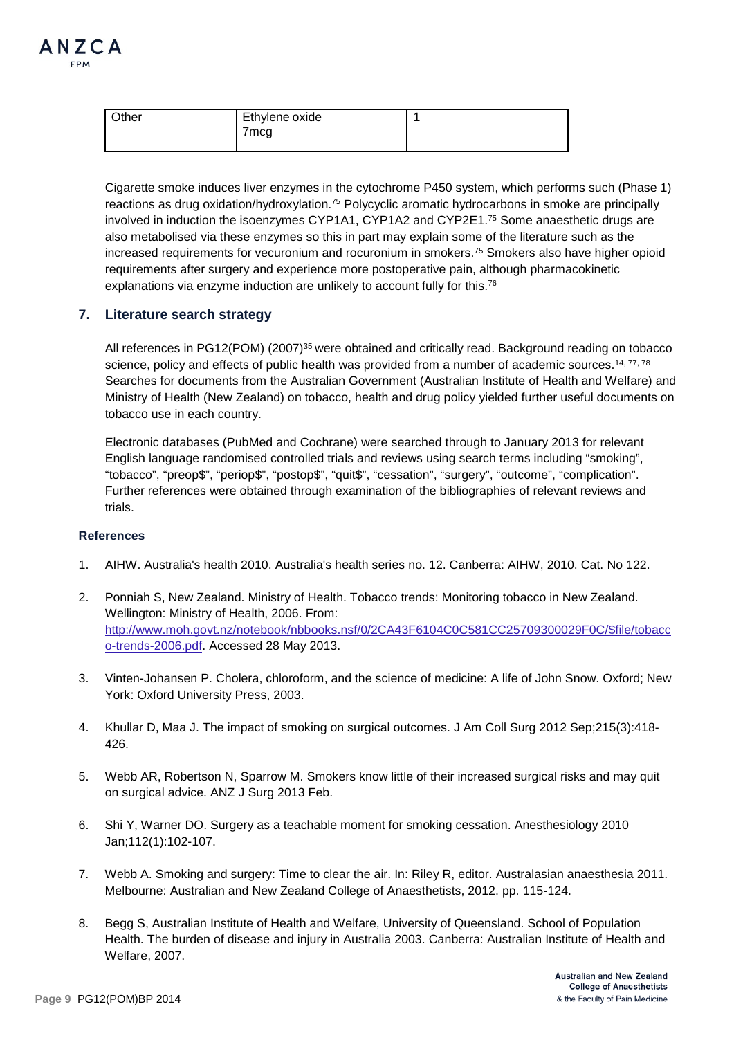| | | |
|---|---|---|
| Other | Ethylene oxide 7mcg | 1 |

Cigarette smoke induces liver enzymes in the cytochrome P450 system, which performs such (Phase 1) reactions as drug oxidation/hydroxylation.[75] Polycyclic aromatic hydrocarbons in smoke are principally involved in induction the isoenzymes CYP1A1, CYP1A2 and CYP2E1.[75] Some anaesthetic drugs are also metabolised via these enzymes so this in part may explain some of the literature such as the increased requirements for vecuronium and rocuronium in smokers.[75] Smokers also have higher opioid requirements after surgery and experience more postoperative pain, although pharmacokinetic explanations via enzyme induction are unlikely to account fully for this.[76]

## 7. Literature search strategy

All references in PG12(POM) (2007)[35] were obtained and critically read. Background reading on tobacco science, policy and effects of public health was provided from a number of academic sources.[14, 77, 78] Searches for documents from the Australian Government (Australian Institute of Health and Welfare) and Ministry of Health (New Zealand) on tobacco, health and drug policy yielded further useful documents on tobacco use in each country.

Electronic databases (PubMed and Cochrane) were searched through to January 2013 for relevant English language randomised controlled trials and reviews using search terms including "smoking", "tobacco", "preop$", "periop$", "postop$", "quit$", "cessation", "surgery", "outcome", "complication". Further references were obtained through examination of the bibliographies of relevant reviews and trials.

### References

1. AIHW. Australia's health 2010. Australia's health series no. 12. Canberra: AIHW, 2010. Cat. No 122.
2. Ponniah S, New Zealand. Ministry of Health. Tobacco trends: Monitoring tobacco in New Zealand. Wellington: Ministry of Health, 2006. From: http://www.moh.govt.nz/notebook/nbbooks.nsf/0/2CA43F6104C0C581CC25709300029F0C/$file/tobacco-trends-2006.pdf. Accessed 28 May 2013.
3. Vinten-Johansen P. Cholera, chloroform, and the science of medicine: A life of John Snow. Oxford; New York: Oxford University Press, 2003.
4. Khullar D, Maa J. The impact of smoking on surgical outcomes. J Am Coll Surg 2012 Sep;215(3):418-426.
5. Webb AR, Robertson N, Sparrow M. Smokers know little of their increased surgical risks and may quit on surgical advice. ANZ J Surg 2013 Feb.
6. Shi Y, Warner DO. Surgery as a teachable moment for smoking cessation. Anesthesiology 2010 Jan;112(1):102-107.
7. Webb A. Smoking and surgery: Time to clear the air. In: Riley R, editor. Australasian anaesthesia 2011. Melbourne: Australian and New Zealand College of Anaesthetists, 2012. pp. 115-124.
8. Begg S, Australian Institute of Health and Welfare, University of Queensland. School of Population Health. The burden of disease and injury in Australia 2003. Canberra: Australian Institute of Health and Welfare, 2007.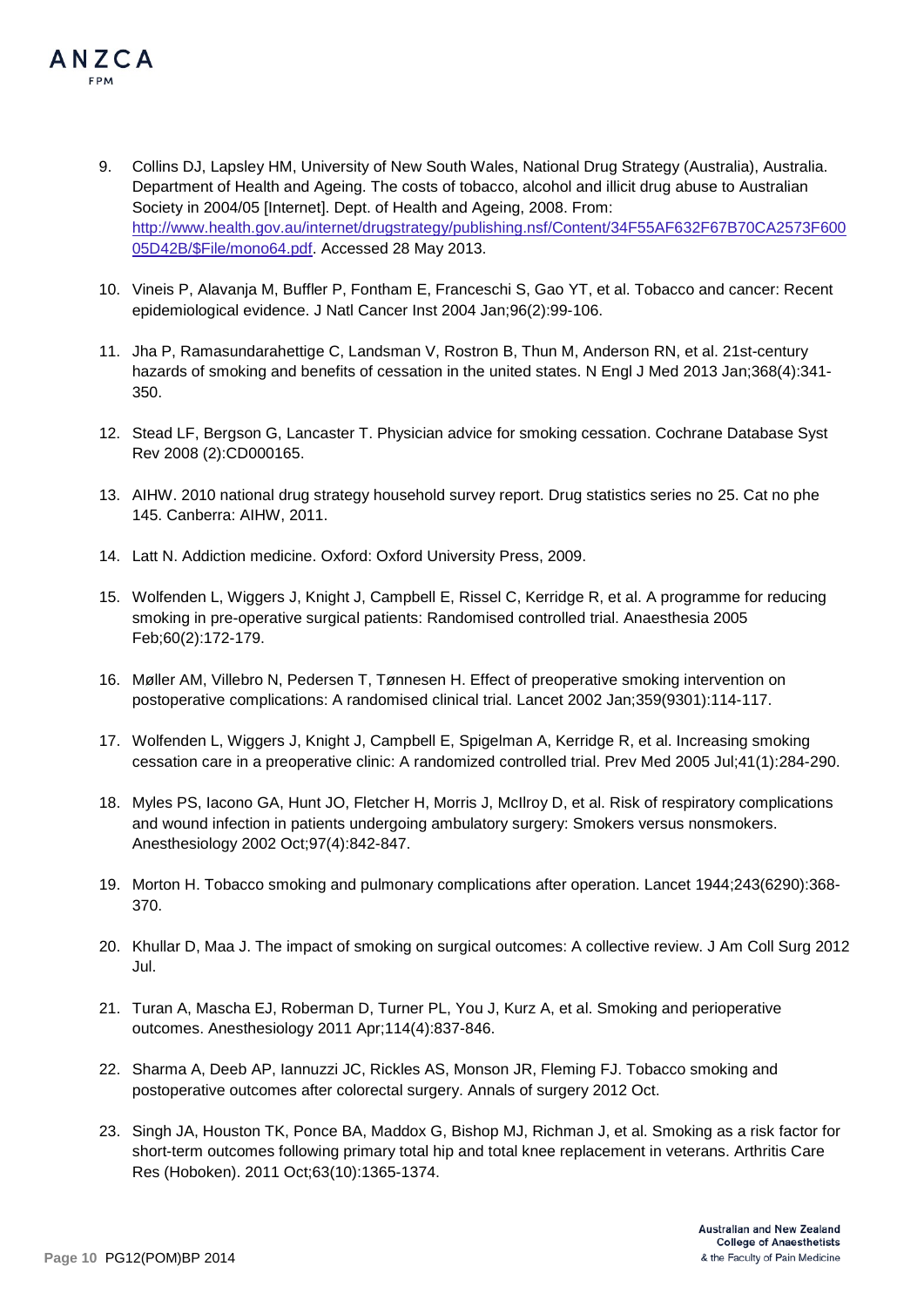9. Collins DJ, Lapsley HM, University of New South Wales, National Drug Strategy (Australia), Australia. Department of Health and Ageing. The costs of tobacco, alcohol and illicit drug abuse to Australian Society in 2004/05 [Internet]. Dept. of Health and Ageing, 2008. From: http://www.health.gov.au/internet/drugstrategy/publishing.nsf/Content/34F55AF632F67B70CA2573F60005D42B/$File/mono64.pdf. Accessed 28 May 2013.

10. Vineis P, Alavanja M, Buffler P, Fontham E, Franceschi S, Gao YT, et al. Tobacco and cancer: Recent epidemiological evidence. J Natl Cancer Inst 2004 Jan;96(2):99-106.

11. Jha P, Ramasundarahettige C, Landsman V, Rostron B, Thun M, Anderson RN, et al. 21st-century hazards of smoking and benefits of cessation in the united states. N Engl J Med 2013 Jan;368(4):341-350.

12. Stead LF, Bergson G, Lancaster T. Physician advice for smoking cessation. Cochrane Database Syst Rev 2008 (2):CD000165.

13. AIHW. 2010 national drug strategy household survey report. Drug statistics series no 25. Cat no phe 145. Canberra: AIHW, 2011.

14. Latt N. Addiction medicine. Oxford: Oxford University Press, 2009.

15. Wolfenden L, Wiggers J, Knight J, Campbell E, Rissel C, Kerridge R, et al. A programme for reducing smoking in pre-operative surgical patients: Randomised controlled trial. Anaesthesia 2005 Feb;60(2):172-179.

16. Møller AM, Villebro N, Pedersen T, Tønnesen H. Effect of preoperative smoking intervention on postoperative complications: A randomised clinical trial. Lancet 2002 Jan;359(9301):114-117.

17. Wolfenden L, Wiggers J, Knight J, Campbell E, Spigelman A, Kerridge R, et al. Increasing smoking cessation care in a preoperative clinic: A randomized controlled trial. Prev Med 2005 Jul;41(1):284-290.

18. Myles PS, Iacono GA, Hunt JO, Fletcher H, Morris J, McIlroy D, et al. Risk of respiratory complications and wound infection in patients undergoing ambulatory surgery: Smokers versus nonsmokers. Anesthesiology 2002 Oct;97(4):842-847.

19. Morton H. Tobacco smoking and pulmonary complications after operation. Lancet 1944;243(6290):368-370.

20. Khullar D, Maa J. The impact of smoking on surgical outcomes: A collective review. J Am Coll Surg 2012 Jul.

21. Turan A, Mascha EJ, Roberman D, Turner PL, You J, Kurz A, et al. Smoking and perioperative outcomes. Anesthesiology 2011 Apr;114(4):837-846.

22. Sharma A, Deeb AP, Iannuzzi JC, Rickles AS, Monson JR, Fleming FJ. Tobacco smoking and postoperative outcomes after colorectal surgery. Annals of surgery 2012 Oct.

23. Singh JA, Houston TK, Ponce BA, Maddox G, Bishop MJ, Richman J, et al. Smoking as a risk factor for short-term outcomes following primary total hip and total knee replacement in veterans. Arthritis Care Res (Hoboken). 2011 Oct;63(10):1365-1374.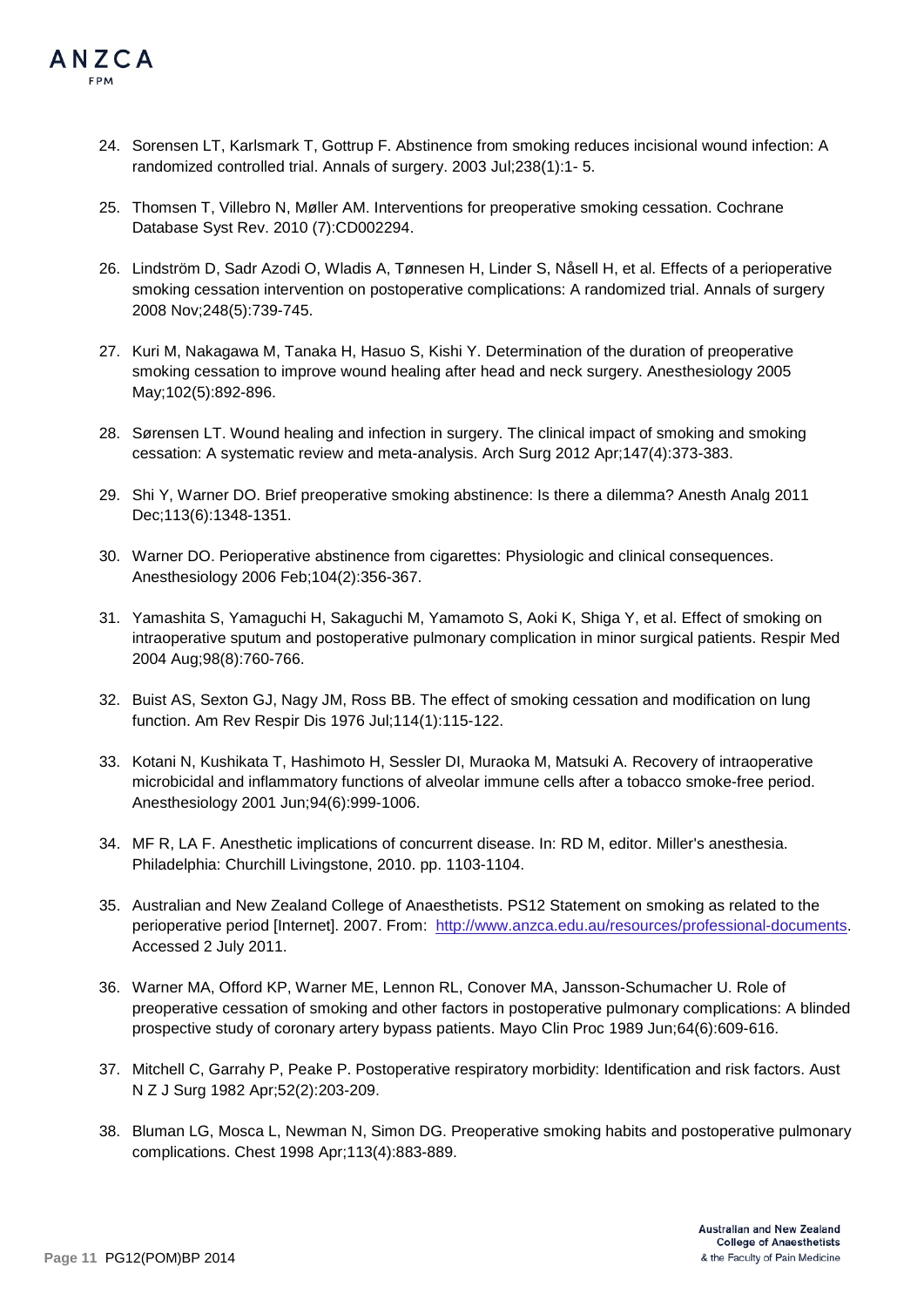24. Sorensen LT, Karlsmark T, Gottrup F. Abstinence from smoking reduces incisional wound infection: A randomized controlled trial. Annals of surgery. 2003 Jul;238(1):1- 5.

25. Thomsen T, Villebro N, Møller AM. Interventions for preoperative smoking cessation. Cochrane Database Syst Rev. 2010 (7):CD002294.

26. Lindström D, Sadr Azodi O, Wladis A, Tønnesen H, Linder S, Nåsell H, et al. Effects of a perioperative smoking cessation intervention on postoperative complications: A randomized trial. Annals of surgery 2008 Nov;248(5):739-745.

27. Kuri M, Nakagawa M, Tanaka H, Hasuo S, Kishi Y. Determination of the duration of preoperative smoking cessation to improve wound healing after head and neck surgery. Anesthesiology 2005 May;102(5):892-896.

28. Sørensen LT. Wound healing and infection in surgery. The clinical impact of smoking and smoking cessation: A systematic review and meta-analysis. Arch Surg 2012 Apr;147(4):373-383.

29. Shi Y, Warner DO. Brief preoperative smoking abstinence: Is there a dilemma? Anesth Analg 2011 Dec;113(6):1348-1351.

30. Warner DO. Perioperative abstinence from cigarettes: Physiologic and clinical consequences. Anesthesiology 2006 Feb;104(2):356-367.

31. Yamashita S, Yamaguchi H, Sakaguchi M, Yamamoto S, Aoki K, Shiga Y, et al. Effect of smoking on intraoperative sputum and postoperative pulmonary complication in minor surgical patients. Respir Med 2004 Aug;98(8):760-766.

32. Buist AS, Sexton GJ, Nagy JM, Ross BB. The effect of smoking cessation and modification on lung function. Am Rev Respir Dis 1976 Jul;114(1):115-122.

33. Kotani N, Kushikata T, Hashimoto H, Sessler DI, Muraoka M, Matsuki A. Recovery of intraoperative microbicidal and inflammatory functions of alveolar immune cells after a tobacco smoke-free period. Anesthesiology 2001 Jun;94(6):999-1006.

34. MF R, LA F. Anesthetic implications of concurrent disease. In: RD M, editor. Miller's anesthesia. Philadelphia: Churchill Livingstone, 2010. pp. 1103-1104.

35. Australian and New Zealand College of Anaesthetists. PS12 Statement on smoking as related to the perioperative period [Internet]. 2007. From: http://www.anzca.edu.au/resources/professional-documents. Accessed 2 July 2011.

36. Warner MA, Offord KP, Warner ME, Lennon RL, Conover MA, Jansson-Schumacher U. Role of preoperative cessation of smoking and other factors in postoperative pulmonary complications: A blinded prospective study of coronary artery bypass patients. Mayo Clin Proc 1989 Jun;64(6):609-616.

37. Mitchell C, Garrahy P, Peake P. Postoperative respiratory morbidity: Identification and risk factors. Aust N Z J Surg 1982 Apr;52(2):203-209.

38. Bluman LG, Mosca L, Newman N, Simon DG. Preoperative smoking habits and postoperative pulmonary complications. Chest 1998 Apr;113(4):883-889.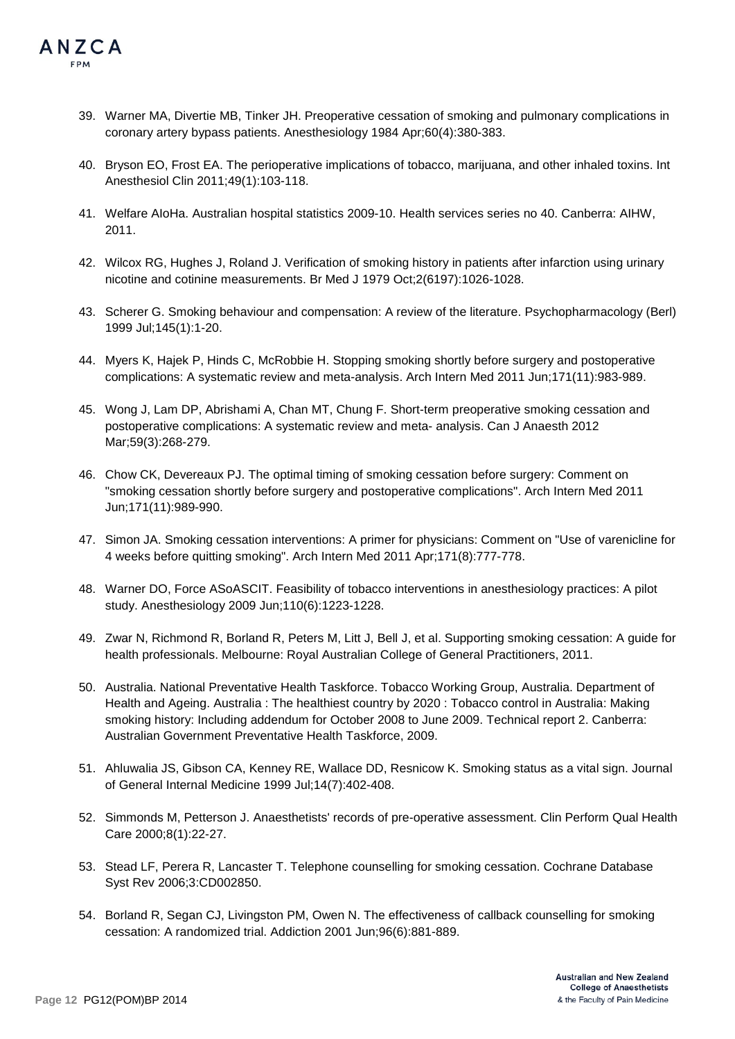39. Warner MA, Divertie MB, Tinker JH. Preoperative cessation of smoking and pulmonary complications in coronary artery bypass patients. Anesthesiology 1984 Apr;60(4):380-383.

40. Bryson EO, Frost EA. The perioperative implications of tobacco, marijuana, and other inhaled toxins. Int Anesthesiol Clin 2011;49(1):103-118.

41. Welfare AIoHa. Australian hospital statistics 2009-10. Health services series no 40. Canberra: AIHW, 2011.

42. Wilcox RG, Hughes J, Roland J. Verification of smoking history in patients after infarction using urinary nicotine and cotinine measurements. Br Med J 1979 Oct;2(6197):1026-1028.

43. Scherer G. Smoking behaviour and compensation: A review of the literature. Psychopharmacology (Berl) 1999 Jul;145(1):1-20.

44. Myers K, Hajek P, Hinds C, McRobbie H. Stopping smoking shortly before surgery and postoperative complications: A systematic review and meta-analysis. Arch Intern Med 2011 Jun;171(11):983-989.

45. Wong J, Lam DP, Abrishami A, Chan MT, Chung F. Short-term preoperative smoking cessation and postoperative complications: A systematic review and meta- analysis. Can J Anaesth 2012 Mar;59(3):268-279.

46. Chow CK, Devereaux PJ. The optimal timing of smoking cessation before surgery: Comment on "smoking cessation shortly before surgery and postoperative complications". Arch Intern Med 2011 Jun;171(11):989-990.

47. Simon JA. Smoking cessation interventions: A primer for physicians: Comment on "Use of varenicline for 4 weeks before quitting smoking". Arch Intern Med 2011 Apr;171(8):777-778.

48. Warner DO, Force ASoASCIT. Feasibility of tobacco interventions in anesthesiology practices: A pilot study. Anesthesiology 2009 Jun;110(6):1223-1228.

49. Zwar N, Richmond R, Borland R, Peters M, Litt J, Bell J, et al. Supporting smoking cessation: A guide for health professionals. Melbourne: Royal Australian College of General Practitioners, 2011.

50. Australia. National Preventative Health Taskforce. Tobacco Working Group, Australia. Department of Health and Ageing. Australia : The healthiest country by 2020 : Tobacco control in Australia: Making smoking history: Including addendum for October 2008 to June 2009. Technical report 2. Canberra: Australian Government Preventative Health Taskforce, 2009.

51. Ahluwalia JS, Gibson CA, Kenney RE, Wallace DD, Resnicow K. Smoking status as a vital sign. Journal of General Internal Medicine 1999 Jul;14(7):402-408.

52. Simmonds M, Petterson J. Anaesthetists' records of pre-operative assessment. Clin Perform Qual Health Care 2000;8(1):22-27.

53. Stead LF, Perera R, Lancaster T. Telephone counselling for smoking cessation. Cochrane Database Syst Rev 2006;3:CD002850.

54. Borland R, Segan CJ, Livingston PM, Owen N. The effectiveness of callback counselling for smoking cessation: A randomized trial. Addiction 2001 Jun;96(6):881-889.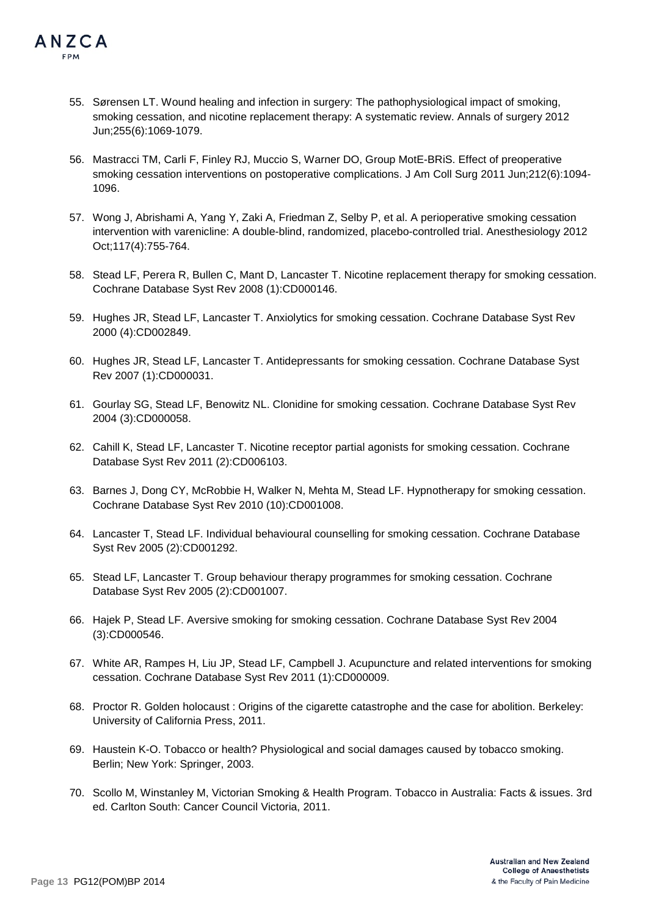55. Sørensen LT. Wound healing and infection in surgery: The pathophysiological impact of smoking, smoking cessation, and nicotine replacement therapy: A systematic review. Annals of surgery 2012 Jun;255(6):1069-1079.

56. Mastracci TM, Carli F, Finley RJ, Muccio S, Warner DO, Group MotE-BRiS. Effect of preoperative smoking cessation interventions on postoperative complications. J Am Coll Surg 2011 Jun;212(6):1094-1096.

57. Wong J, Abrishami A, Yang Y, Zaki A, Friedman Z, Selby P, et al. A perioperative smoking cessation intervention with varenicline: A double-blind, randomized, placebo-controlled trial. Anesthesiology 2012 Oct;117(4):755-764.

58. Stead LF, Perera R, Bullen C, Mant D, Lancaster T. Nicotine replacement therapy for smoking cessation. Cochrane Database Syst Rev 2008 (1):CD000146.

59. Hughes JR, Stead LF, Lancaster T. Anxiolytics for smoking cessation. Cochrane Database Syst Rev 2000 (4):CD002849.

60. Hughes JR, Stead LF, Lancaster T. Antidepressants for smoking cessation. Cochrane Database Syst Rev 2007 (1):CD000031.

61. Gourlay SG, Stead LF, Benowitz NL. Clonidine for smoking cessation. Cochrane Database Syst Rev 2004 (3):CD000058.

62. Cahill K, Stead LF, Lancaster T. Nicotine receptor partial agonists for smoking cessation. Cochrane Database Syst Rev 2011 (2):CD006103.

63. Barnes J, Dong CY, McRobbie H, Walker N, Mehta M, Stead LF. Hypnotherapy for smoking cessation. Cochrane Database Syst Rev 2010 (10):CD001008.

64. Lancaster T, Stead LF. Individual behavioural counselling for smoking cessation. Cochrane Database Syst Rev 2005 (2):CD001292.

65. Stead LF, Lancaster T. Group behaviour therapy programmes for smoking cessation. Cochrane Database Syst Rev 2005 (2):CD001007.

66. Hajek P, Stead LF. Aversive smoking for smoking cessation. Cochrane Database Syst Rev 2004 (3):CD000546.

67. White AR, Rampes H, Liu JP, Stead LF, Campbell J. Acupuncture and related interventions for smoking cessation. Cochrane Database Syst Rev 2011 (1):CD000009.

68. Proctor R. Golden holocaust : Origins of the cigarette catastrophe and the case for abolition. Berkeley: University of California Press, 2011.

69. Haustein K-O. Tobacco or health? Physiological and social damages caused by tobacco smoking. Berlin; New York: Springer, 2003.

70. Scollo M, Winstanley M, Victorian Smoking & Health Program. Tobacco in Australia: Facts & issues. 3rd ed. Carlton South: Cancer Council Victoria, 2011.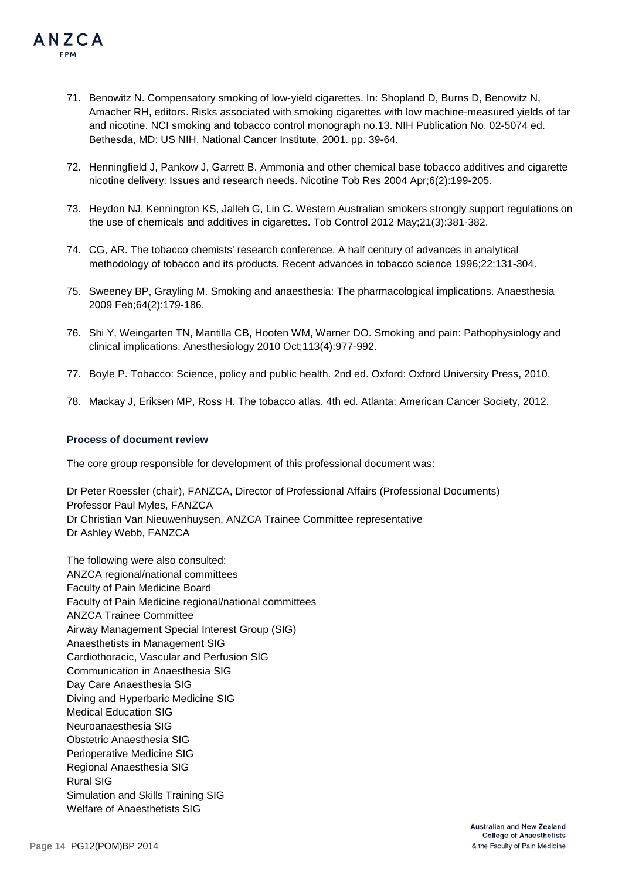71. Benowitz N. Compensatory smoking of low-yield cigarettes. In: Shopland D, Burns D, Benowitz N, Amacher RH, editors. Risks associated with smoking cigarettes with low machine-measured yields of tar and nicotine. NCI smoking and tobacco control monograph no.13. NIH Publication No. 02-5074 ed. Bethesda, MD: US NIH, National Cancer Institute, 2001. pp. 39-64.

72. Henningfield J, Pankow J, Garrett B. Ammonia and other chemical base tobacco additives and cigarette nicotine delivery: Issues and research needs. Nicotine Tob Res 2004 Apr;6(2):199-205.

73. Heydon NJ, Kennington KS, Jalleh G, Lin C. Western Australian smokers strongly support regulations on the use of chemicals and additives in cigarettes. Tob Control 2012 May;21(3):381-382.

74. CG, AR. The tobacco chemists' research conference. A half century of advances in analytical methodology of tobacco and its products. Recent advances in tobacco science 1996;22:131-304.

75. Sweeney BP, Grayling M. Smoking and anaesthesia: The pharmacological implications. Anaesthesia 2009 Feb;64(2):179-186.

76. Shi Y, Weingarten TN, Mantilla CB, Hooten WM, Warner DO. Smoking and pain: Pathophysiology and clinical implications. Anesthesiology 2010 Oct;113(4):977-992.

77. Boyle P. Tobacco: Science, policy and public health. 2nd ed. Oxford: Oxford University Press, 2010.

78. Mackay J, Eriksen MP, Ross H. The tobacco atlas. 4th ed. Atlanta: American Cancer Society, 2012.

### Process of document review

The core group responsible for development of this professional document was:

Dr Peter Roessler (chair), FANZCA, Director of Professional Affairs (Professional Documents)
Professor Paul Myles, FANZCA
Dr Christian Van Nieuwenhuysen, ANZCA Trainee Committee representative
Dr Ashley Webb, FANZCA

The following were also consulted:
ANZCA regional/national committees
Faculty of Pain Medicine Board
Faculty of Pain Medicine regional/national committees
ANZCA Trainee Committee
Airway Management Special Interest Group (SIG)
Anaesthetists in Management SIG
Cardiothoracic, Vascular and Perfusion SIG
Communication in Anaesthesia SIG
Day Care Anaesthesia SIG
Diving and Hyperbaric Medicine SIG
Medical Education SIG
Neuroanaesthesia SIG
Obstetric Anaesthesia SIG
Perioperative Medicine SIG
Regional Anaesthesia SIG
Rural SIG
Simulation and Skills Training SIG
Welfare of Anaesthetists SIG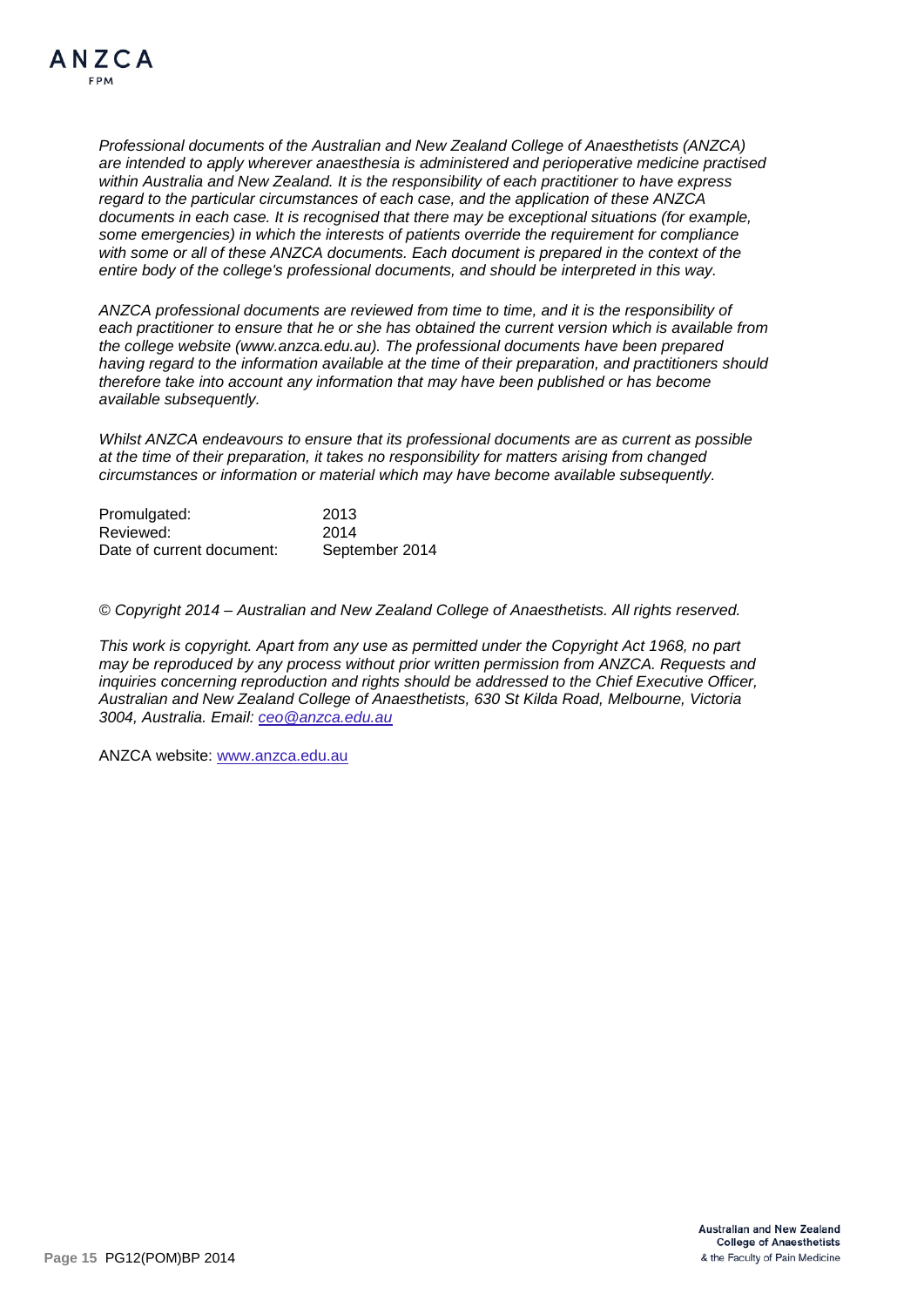*Professional documents of the Australian and New Zealand College of Anaesthetists (ANZCA) are intended to apply wherever anaesthesia is administered and perioperative medicine practised within Australia and New Zealand. It is the responsibility of each practitioner to have express regard to the particular circumstances of each case, and the application of these ANZCA documents in each case. It is recognised that there may be exceptional situations (for example, some emergencies) in which the interests of patients override the requirement for compliance with some or all of these ANZCA documents. Each document is prepared in the context of the entire body of the college's professional documents, and should be interpreted in this way.*

*ANZCA professional documents are reviewed from time to time, and it is the responsibility of each practitioner to ensure that he or she has obtained the current version which is available from the college website (www.anzca.edu.au). The professional documents have been prepared having regard to the information available at the time of their preparation, and practitioners should therefore take into account any information that may have been published or has become available subsequently.*

*Whilst ANZCA endeavours to ensure that its professional documents are as current as possible at the time of their preparation, it takes no responsibility for matters arising from changed circumstances or information or material which may have become available subsequently.*

| | |
|---|---|
| Promulgated: | 2013 |
| Reviewed: | 2014 |
| Date of current document: | September 2014 |

*© Copyright 2014 – Australian and New Zealand College of Anaesthetists. All rights reserved.*

*This work is copyright. Apart from any use as permitted under the Copyright Act 1968, no part may be reproduced by any process without prior written permission from ANZCA. Requests and inquiries concerning reproduction and rights should be addressed to the Chief Executive Officer, Australian and New Zealand College of Anaesthetists, 630 St Kilda Road, Melbourne, Victoria 3004, Australia. Email: ceo@anzca.edu.au*

ANZCA website: www.anzca.edu.au